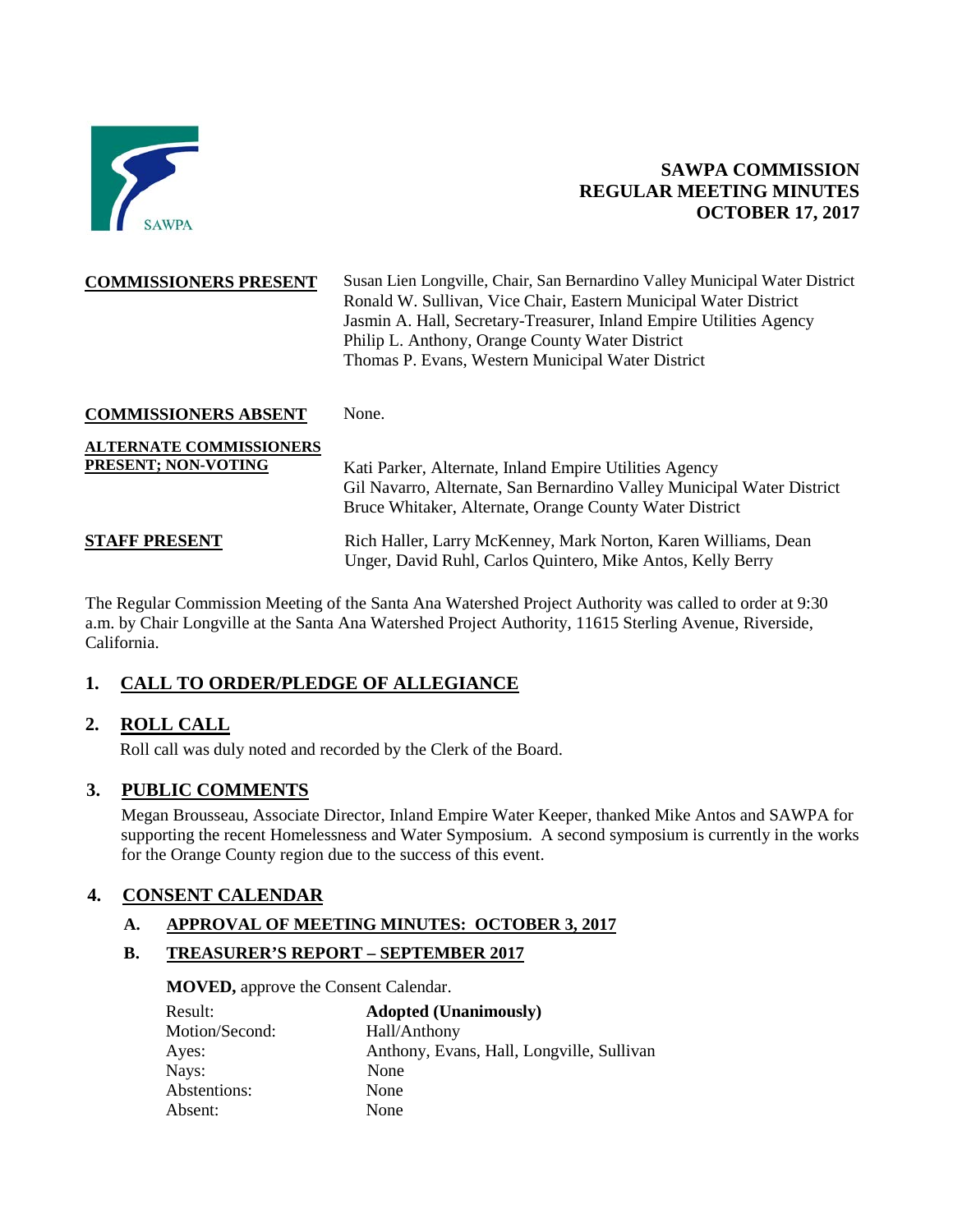# SAWPA COMMISSION
# REGULAR MEETING MINUTES
# OCTOBER 17, 2017

| | |
|---|---|
| **COMMISSIONERS PRESENT** | Susan Lien Longville, Chair, San Bernardino Valley Municipal Water District<br>Ronald W. Sullivan, Vice Chair, Eastern Municipal Water District<br>Jasmin A. Hall, Secretary-Treasurer, Inland Empire Utilities Agency<br>Philip L. Anthony, Orange County Water District<br>Thomas P. Evans, Western Municipal Water District |
| **COMMISSIONERS ABSENT** | None. |
| **ALTERNATE COMMISSIONERS PRESENT; NON-VOTING** | Kati Parker, Alternate, Inland Empire Utilities Agency<br>Gil Navarro, Alternate, San Bernardino Valley Municipal Water District<br>Bruce Whitaker, Alternate, Orange County Water District |
| **STAFF PRESENT** | Rich Haller, Larry McKenney, Mark Norton, Karen Williams, Dean Unger, David Ruhl, Carlos Quintero, Mike Antos, Kelly Berry |

The Regular Commission Meeting of the Santa Ana Watershed Project Authority was called to order at 9:30 a.m. by Chair Longville at the Santa Ana Watershed Project Authority, 11615 Sterling Avenue, Riverside, California.

## 1. CALL TO ORDER/PLEDGE OF ALLEGIANCE

## 2. ROLL CALL

Roll call was duly noted and recorded by the Clerk of the Board.

## 3. PUBLIC COMMENTS

Megan Brousseau, Associate Director, Inland Empire Water Keeper, thanked Mike Antos and SAWPA for supporting the recent Homelessness and Water Symposium. A second symposium is currently in the works for the Orange County region due to the success of this event.

## 4. CONSENT CALENDAR

### A. APPROVAL OF MEETING MINUTES: OCTOBER 3, 2017

### B. TREASURER'S REPORT – SEPTEMBER 2017

**MOVED,** approve the Consent Calendar.

| | |
|---|---|
| Result: | **Adopted (Unanimously)** |
| Motion/Second: | Hall/Anthony |
| Ayes: | Anthony, Evans, Hall, Longville, Sullivan |
| Nays: | None |
| Abstentions: | None |
| Absent: | None |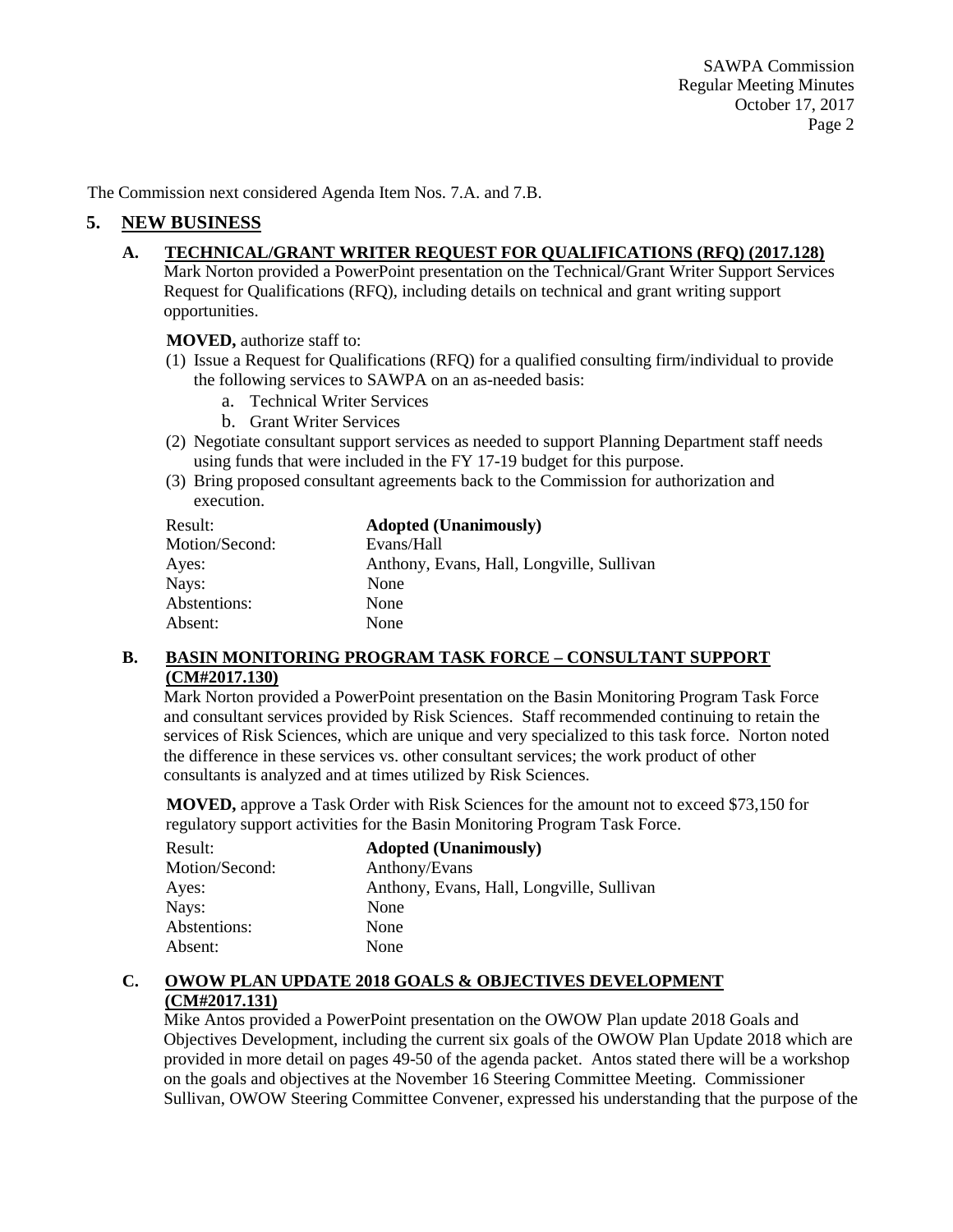The Commission next considered Agenda Item Nos. 7.A. and 7.B.

## 5. NEW BUSINESS

### A. TECHNICAL/GRANT WRITER REQUEST FOR QUALIFICATIONS (RFQ) (2017.128)

Mark Norton provided a PowerPoint presentation on the Technical/Grant Writer Support Services Request for Qualifications (RFQ), including details on technical and grant writing support opportunities.

**MOVED,** authorize staff to:

(1) Issue a Request for Qualifications (RFQ) for a qualified consulting firm/individual to provide the following services to SAWPA on an as-needed basis:
   a. Technical Writer Services
   b. Grant Writer Services

(2) Negotiate consultant support services as needed to support Planning Department staff needs using funds that were included in the FY 17-19 budget for this purpose.

(3) Bring proposed consultant agreements back to the Commission for authorization and execution.

| | |
|---|---|
| Result: | **Adopted (Unanimously)** |
| Motion/Second: | Evans/Hall |
| Ayes: | Anthony, Evans, Hall, Longville, Sullivan |
| Nays: | None |
| Abstentions: | None |
| Absent: | None |

### B. BASIN MONITORING PROGRAM TASK FORCE – CONSULTANT SUPPORT (CM#2017.130)

Mark Norton provided a PowerPoint presentation on the Basin Monitoring Program Task Force and consultant services provided by Risk Sciences. Staff recommended continuing to retain the services of Risk Sciences, which are unique and very specialized to this task force. Norton noted the difference in these services vs. other consultant services; the work product of other consultants is analyzed and at times utilized by Risk Sciences.

**MOVED,** approve a Task Order with Risk Sciences for the amount not to exceed $73,150 for regulatory support activities for the Basin Monitoring Program Task Force.

| | |
|---|---|
| Result: | **Adopted (Unanimously)** |
| Motion/Second: | Anthony/Evans |
| Ayes: | Anthony, Evans, Hall, Longville, Sullivan |
| Nays: | None |
| Abstentions: | None |
| Absent: | None |

### C. OWOW PLAN UPDATE 2018 GOALS & OBJECTIVES DEVELOPMENT (CM#2017.131)

Mike Antos provided a PowerPoint presentation on the OWOW Plan update 2018 Goals and Objectives Development, including the current six goals of the OWOW Plan Update 2018 which are provided in more detail on pages 49-50 of the agenda packet. Antos stated there will be a workshop on the goals and objectives at the November 16 Steering Committee Meeting. Commissioner Sullivan, OWOW Steering Committee Convener, expressed his understanding that the purpose of the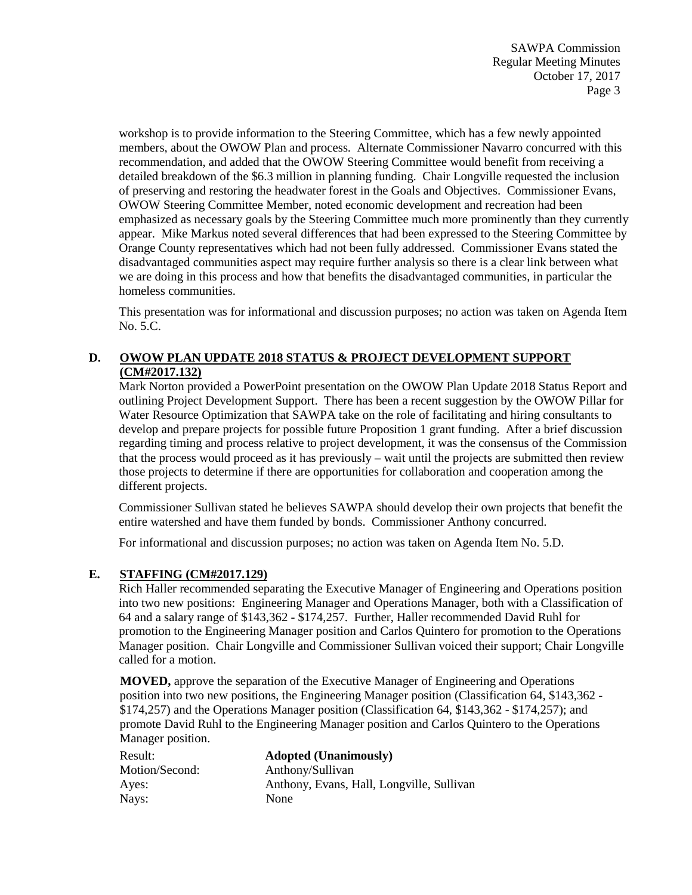workshop is to provide information to the Steering Committee, which has a few newly appointed members, about the OWOW Plan and process. Alternate Commissioner Navarro concurred with this recommendation, and added that the OWOW Steering Committee would benefit from receiving a detailed breakdown of the $6.3 million in planning funding. Chair Longville requested the inclusion of preserving and restoring the headwater forest in the Goals and Objectives. Commissioner Evans, OWOW Steering Committee Member, noted economic development and recreation had been emphasized as necessary goals by the Steering Committee much more prominently than they currently appear. Mike Markus noted several differences that had been expressed to the Steering Committee by Orange County representatives which had not been fully addressed. Commissioner Evans stated the disadvantaged communities aspect may require further analysis so there is a clear link between what we are doing in this process and how that benefits the disadvantaged communities, in particular the homeless communities.

This presentation was for informational and discussion purposes; no action was taken on Agenda Item No. 5.C.

## D. OWOW PLAN UPDATE 2018 STATUS & PROJECT DEVELOPMENT SUPPORT (CM#2017.132)

Mark Norton provided a PowerPoint presentation on the OWOW Plan Update 2018 Status Report and outlining Project Development Support. There has been a recent suggestion by the OWOW Pillar for Water Resource Optimization that SAWPA take on the role of facilitating and hiring consultants to develop and prepare projects for possible future Proposition 1 grant funding. After a brief discussion regarding timing and process relative to project development, it was the consensus of the Commission that the process would proceed as it has previously – wait until the projects are submitted then review those projects to determine if there are opportunities for collaboration and cooperation among the different projects.

Commissioner Sullivan stated he believes SAWPA should develop their own projects that benefit the entire watershed and have them funded by bonds. Commissioner Anthony concurred.

For informational and discussion purposes; no action was taken on Agenda Item No. 5.D.

## E. STAFFING (CM#2017.129)

Rich Haller recommended separating the Executive Manager of Engineering and Operations position into two new positions: Engineering Manager and Operations Manager, both with a Classification of 64 and a salary range of $143,362 - $174,257. Further, Haller recommended David Ruhl for promotion to the Engineering Manager position and Carlos Quintero for promotion to the Operations Manager position. Chair Longville and Commissioner Sullivan voiced their support; Chair Longville called for a motion.

**MOVED,** approve the separation of the Executive Manager of Engineering and Operations position into two new positions, the Engineering Manager position (Classification 64, $143,362 - $174,257) and the Operations Manager position (Classification 64, $143,362 - $174,257); and promote David Ruhl to the Engineering Manager position and Carlos Quintero to the Operations Manager position.

| | |
|---|---|
| Result: | **Adopted (Unanimously)** |
| Motion/Second: | Anthony/Sullivan |
| Ayes: | Anthony, Evans, Hall, Longville, Sullivan |
| Nays: | None |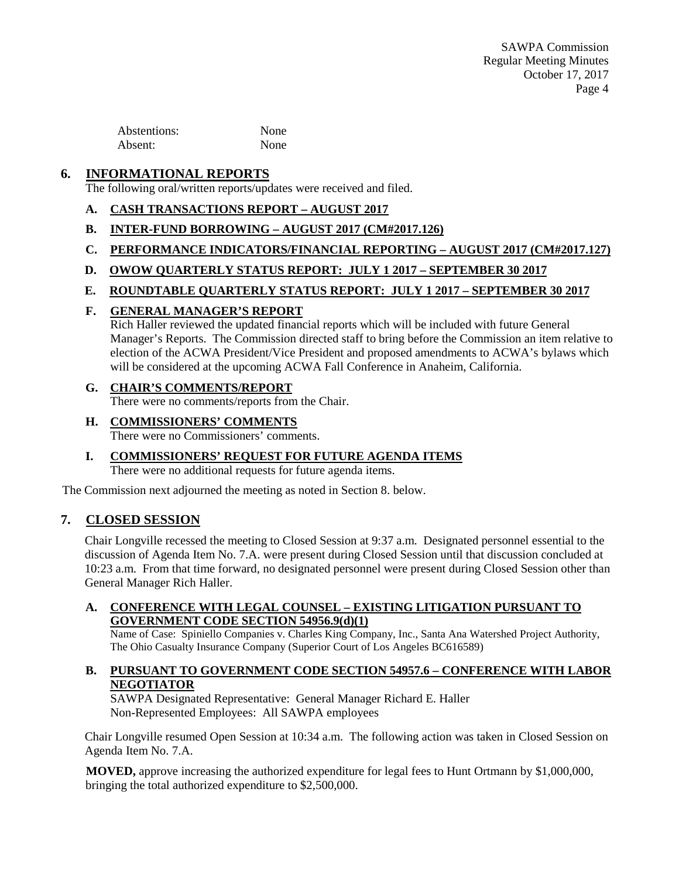| | |
|---|---|
| Abstentions: | None |
| Absent: | None |

## 6. INFORMATIONAL REPORTS

The following oral/written reports/updates were received and filed.

### A. CASH TRANSACTIONS REPORT – AUGUST 2017

### B. INTER-FUND BORROWING – AUGUST 2017 (CM#2017.126)

### C. PERFORMANCE INDICATORS/FINANCIAL REPORTING – AUGUST 2017 (CM#2017.127)

### D. OWOW QUARTERLY STATUS REPORT: JULY 1 2017 – SEPTEMBER 30 2017

### E. ROUNDTABLE QUARTERLY STATUS REPORT: JULY 1 2017 – SEPTEMBER 30 2017

### F. GENERAL MANAGER'S REPORT

Rich Haller reviewed the updated financial reports which will be included with future General Manager's Reports. The Commission directed staff to bring before the Commission an item relative to election of the ACWA President/Vice President and proposed amendments to ACWA's bylaws which will be considered at the upcoming ACWA Fall Conference in Anaheim, California.

### G. CHAIR'S COMMENTS/REPORT

There were no comments/reports from the Chair.

### H. COMMISSIONERS' COMMENTS

There were no Commissioners' comments.

### I. COMMISSIONERS' REQUEST FOR FUTURE AGENDA ITEMS

There were no additional requests for future agenda items.

The Commission next adjourned the meeting as noted in Section 8. below.

## 7. CLOSED SESSION

Chair Longville recessed the meeting to Closed Session at 9:37 a.m. Designated personnel essential to the discussion of Agenda Item No. 7.A. were present during Closed Session until that discussion concluded at 10:23 a.m. From that time forward, no designated personnel were present during Closed Session other than General Manager Rich Haller.

### A. CONFERENCE WITH LEGAL COUNSEL – EXISTING LITIGATION PURSUANT TO GOVERNMENT CODE SECTION 54956.9(d)(1)

Name of Case: Spiniello Companies v. Charles King Company, Inc., Santa Ana Watershed Project Authority, The Ohio Casualty Insurance Company (Superior Court of Los Angeles BC616589)

### B. PURSUANT TO GOVERNMENT CODE SECTION 54957.6 – CONFERENCE WITH LABOR NEGOTIATOR

SAWPA Designated Representative: General Manager Richard E. Haller
Non-Represented Employees: All SAWPA employees

Chair Longville resumed Open Session at 10:34 a.m. The following action was taken in Closed Session on Agenda Item No. 7.A.

**MOVED,** approve increasing the authorized expenditure for legal fees to Hunt Ortmann by $1,000,000, bringing the total authorized expenditure to $2,500,000.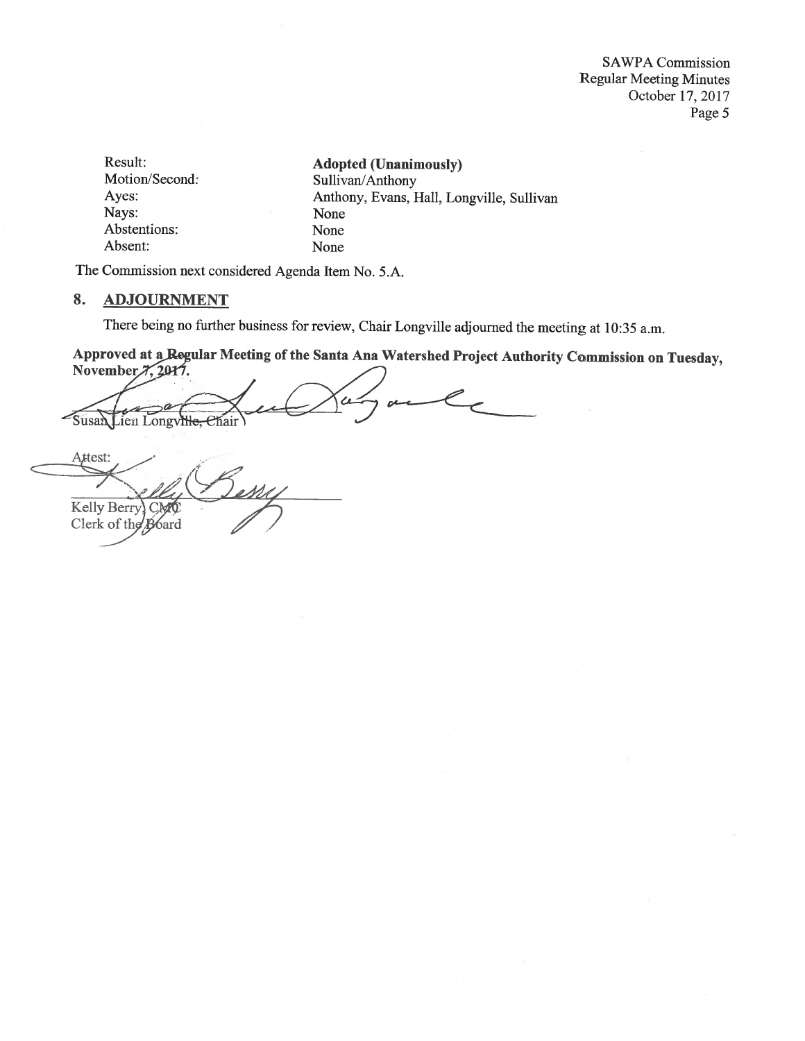| | |
|---|---|
| Result: | **Adopted (Unanimously)** |
| Motion/Second: | Sullivan/Anthony |
| Ayes: | Anthony, Evans, Hall, Longville, Sullivan |
| Nays: | None |
| Abstentions: | None |
| Absent: | None |

The Commission next considered Agenda Item No. 5.A.

## 8. ADJOURNMENT

There being no further business for review, Chair Longville adjourned the meeting at 10:35 a.m.

**Approved at a Regular Meeting of the Santa Ana Watershed Project Authority Commission on Tuesday, November 7, 2017.**

Susan Lien Longville, Chair

Attest:

Kelly Berry, CMC
Clerk of the Board